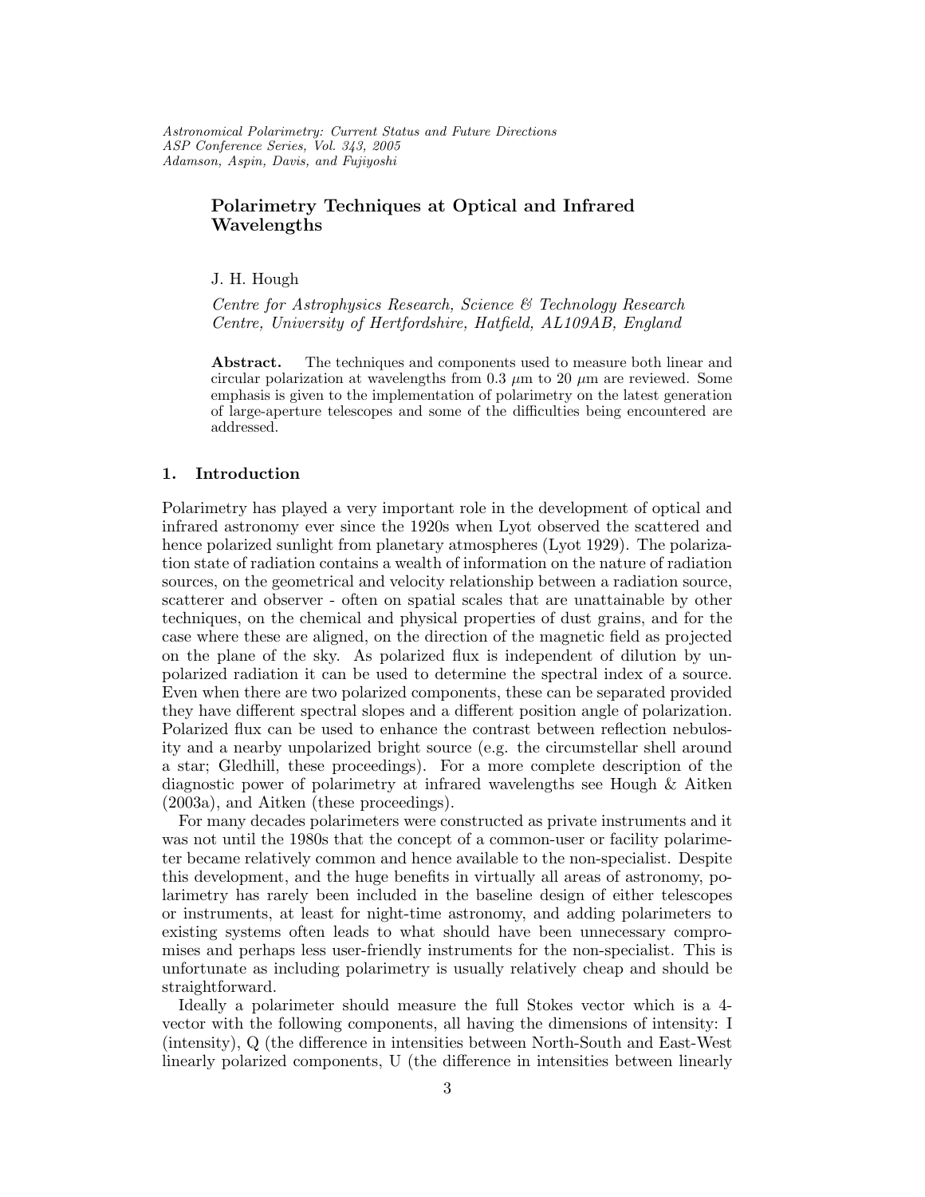# Polarimetry Techniques at Optical and Infrared Wavelengths

J. H. Hough

*Centre for Astrophysics Research, Science & Technology Research Centre, University of Hertfordshire, Hatfield, AL109AB, England*

**Abstract.** The techniques and components used to measure both linear and circular polarization at wavelengths from 0.3 $\mu$m to 20 $\mu$m are reviewed. Some emphasis is given to the implementation of polarimetry on the latest generation of large-aperture telescopes and some of the difficulties being encountered are addressed.

## 1. Introduction

Polarimetry has played a very important role in the development of optical and infrared astronomy ever since the 1920s when Lyot observed the scattered and hence polarized sunlight from planetary atmospheres (Lyot 1929). The polarization state of radiation contains a wealth of information on the nature of radiation sources, on the geometrical and velocity relationship between a radiation source, scatterer and observer - often on spatial scales that are unattainable by other techniques, on the chemical and physical properties of dust grains, and for the case where these are aligned, on the direction of the magnetic field as projected on the plane of the sky. As polarized flux is independent of dilution by unpolarized radiation it can be used to determine the spectral index of a source. Even when there are two polarized components, these can be separated provided they have different spectral slopes and a different position angle of polarization. Polarized flux can be used to enhance the contrast between reflection nebulosity and a nearby unpolarized bright source (e.g. the circumstellar shell around a star; Gledhill, these proceedings). For a more complete description of the diagnostic power of polarimetry at infrared wavelengths see Hough & Aitken (2003a), and Aitken (these proceedings).

For many decades polarimeters were constructed as private instruments and it was not until the 1980s that the concept of a common-user or facility polarimeter became relatively common and hence available to the non-specialist. Despite this development, and the huge benefits in virtually all areas of astronomy, polarimetry has rarely been included in the baseline design of either telescopes or instruments, at least for night-time astronomy, and adding polarimeters to existing systems often leads to what should have been unnecessary compromises and perhaps less user-friendly instruments for the non-specialist. This is unfortunate as including polarimetry is usually relatively cheap and should be straightforward.

Ideally a polarimeter should measure the full Stokes vector which is a 4-vector with the following components, all having the dimensions of intensity: I (intensity), Q (the difference in intensities between North-South and East-West linearly polarized components, U (the difference in intensities between linearly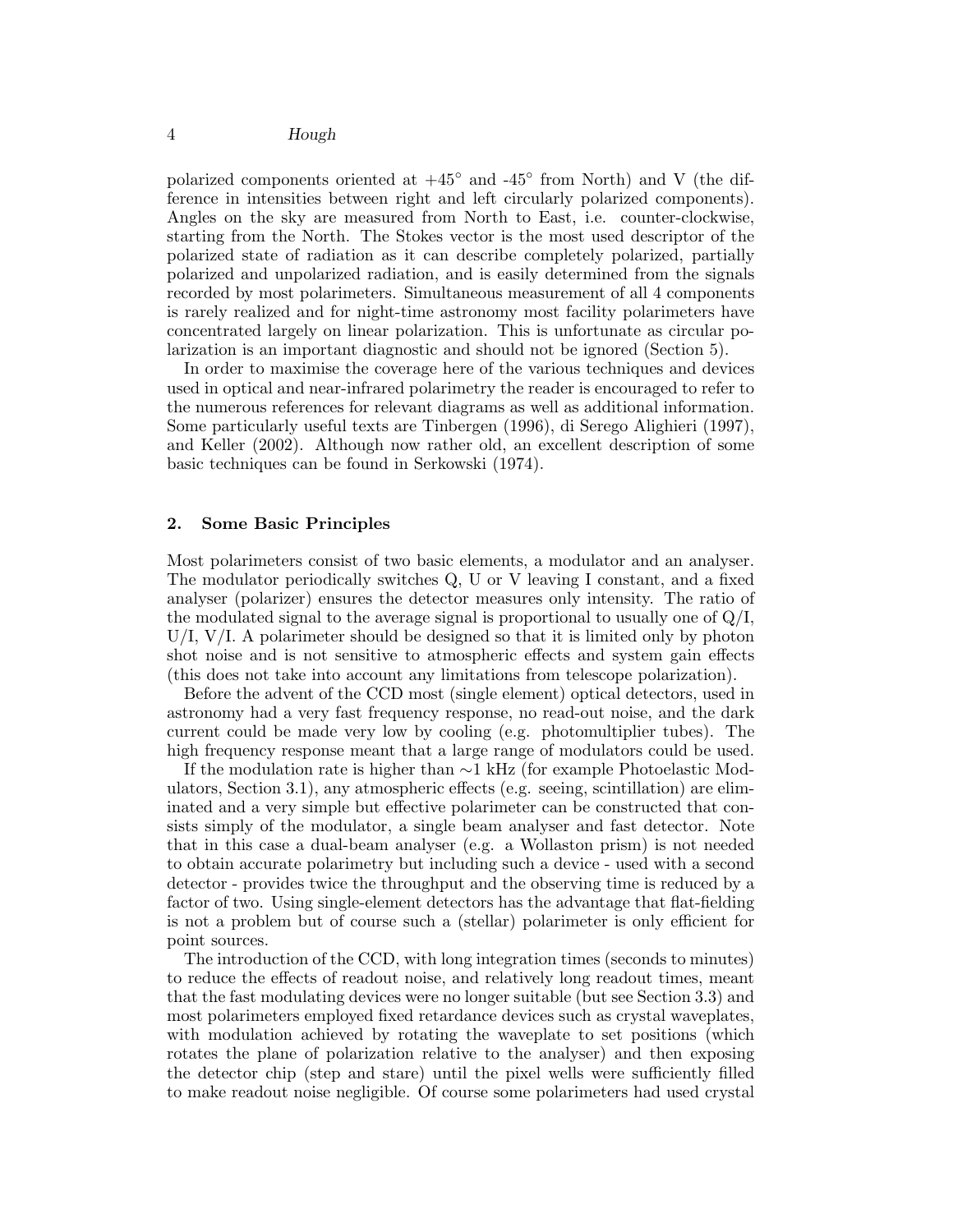polarized components oriented at $+45^\circ$ and $-45^\circ$ from North) and V (the difference in intensities between right and left circularly polarized components). Angles on the sky are measured from North to East, i.e. counter-clockwise, starting from the North. The Stokes vector is the most used descriptor of the polarized state of radiation as it can describe completely polarized, partially polarized and unpolarized radiation, and is easily determined from the signals recorded by most polarimeters. Simultaneous measurement of all 4 components is rarely realized and for night-time astronomy most facility polarimeters have concentrated largely on linear polarization. This is unfortunate as circular polarization is an important diagnostic and should not be ignored (Section 5).

In order to maximise the coverage here of the various techniques and devices used in optical and near-infrared polarimetry the reader is encouraged to refer to the numerous references for relevant diagrams as well as additional information. Some particularly useful texts are Tinbergen (1996), di Serego Alighieri (1997), and Keller (2002). Although now rather old, an excellent description of some basic techniques can be found in Serkowski (1974).

## 2. Some Basic Principles

Most polarimeters consist of two basic elements, a modulator and an analyser. The modulator periodically switches Q, U or V leaving I constant, and a fixed analyser (polarizer) ensures the detector measures only intensity. The ratio of the modulated signal to the average signal is proportional to usually one of Q/I, U/I, V/I. A polarimeter should be designed so that it is limited only by photon shot noise and is not sensitive to atmospheric effects and system gain effects (this does not take into account any limitations from telescope polarization).

Before the advent of the CCD most (single element) optical detectors, used in astronomy had a very fast frequency response, no read-out noise, and the dark current could be made very low by cooling (e.g. photomultiplier tubes). The high frequency response meant that a large range of modulators could be used.

If the modulation rate is higher than $\sim$1 kHz (for example Photoelastic Modulators, Section 3.1), any atmospheric effects (e.g. seeing, scintillation) are eliminated and a very simple but effective polarimeter can be constructed that consists simply of the modulator, a single beam analyser and fast detector. Note that in this case a dual-beam analyser (e.g. a Wollaston prism) is not needed to obtain accurate polarimetry but including such a device - used with a second detector - provides twice the throughput and the observing time is reduced by a factor of two. Using single-element detectors has the advantage that flat-fielding is not a problem but of course such a (stellar) polarimeter is only efficient for point sources.

The introduction of the CCD, with long integration times (seconds to minutes) to reduce the effects of readout noise, and relatively long readout times, meant that the fast modulating devices were no longer suitable (but see Section 3.3) and most polarimeters employed fixed retardance devices such as crystal waveplates, with modulation achieved by rotating the waveplate to set positions (which rotates the plane of polarization relative to the analyser) and then exposing the detector chip (step and stare) until the pixel wells were sufficiently filled to make readout noise negligible. Of course some polarimeters had used crystal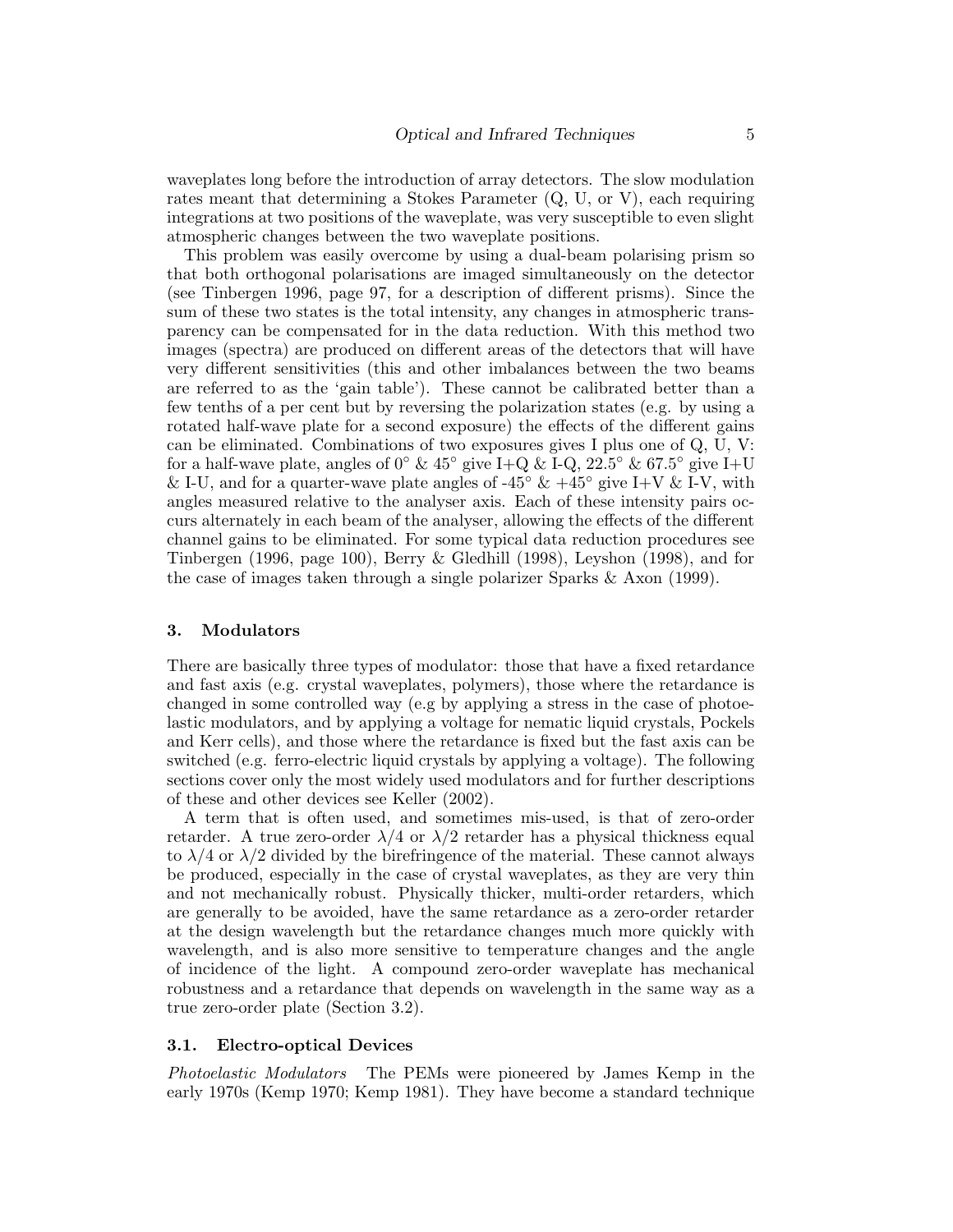waveplates long before the introduction of array detectors. The slow modulation rates meant that determining a Stokes Parameter (Q, U, or V), each requiring integrations at two positions of the waveplate, was very susceptible to even slight atmospheric changes between the two waveplate positions.

This problem was easily overcome by using a dual-beam polarising prism so that both orthogonal polarisations are imaged simultaneously on the detector (see Tinbergen 1996, page 97, for a description of different prisms). Since the sum of these two states is the total intensity, any changes in atmospheric transparency can be compensated for in the data reduction. With this method two images (spectra) are produced on different areas of the detectors that will have very different sensitivities (this and other imbalances between the two beams are referred to as the 'gain table'). These cannot be calibrated better than a few tenths of a per cent but by reversing the polarization states (e.g. by using a rotated half-wave plate for a second exposure) the effects of the different gains can be eliminated. Combinations of two exposures gives I plus one of Q, U, V: for a half-wave plate, angles of 0° & 45° give I+Q & I-Q, 22.5° & 67.5° give I+U & I-U, and for a quarter-wave plate angles of -45° & +45° give I+V & I-V, with angles measured relative to the analyser axis. Each of these intensity pairs occurs alternately in each beam of the analyser, allowing the effects of the different channel gains to be eliminated. For some typical data reduction procedures see Tinbergen (1996, page 100), Berry & Gledhill (1998), Leyshon (1998), and for the case of images taken through a single polarizer Sparks & Axon (1999).

## 3. Modulators

There are basically three types of modulator: those that have a fixed retardance and fast axis (e.g. crystal waveplates, polymers), those where the retardance is changed in some controlled way (e.g by applying a stress in the case of photoelastic modulators, and by applying a voltage for nematic liquid crystals, Pockels and Kerr cells), and those where the retardance is fixed but the fast axis can be switched (e.g. ferro-electric liquid crystals by applying a voltage). The following sections cover only the most widely used modulators and for further descriptions of these and other devices see Keller (2002).

A term that is often used, and sometimes mis-used, is that of zero-order retarder. A true zero-order $\lambda/4$ or $\lambda/2$ retarder has a physical thickness equal to $\lambda/4$ or $\lambda/2$ divided by the birefringence of the material. These cannot always be produced, especially in the case of crystal waveplates, as they are very thin and not mechanically robust. Physically thicker, multi-order retarders, which are generally to be avoided, have the same retardance as a zero-order retarder at the design wavelength but the retardance changes much more quickly with wavelength, and is also more sensitive to temperature changes and the angle of incidence of the light. A compound zero-order waveplate has mechanical robustness and a retardance that depends on wavelength in the same way as a true zero-order plate (Section 3.2).

### 3.1. Electro-optical Devices

*Photoelastic Modulators* The PEMs were pioneered by James Kemp in the early 1970s (Kemp 1970; Kemp 1981). They have become a standard technique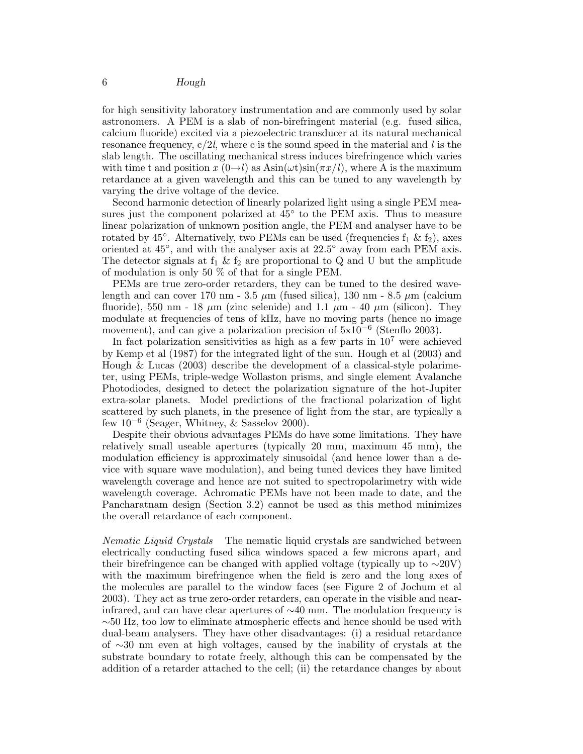for high sensitivity laboratory instrumentation and are commonly used by solar astronomers. A PEM is a slab of non-birefringent material (e.g. fused silica, calcium fluoride) excited via a piezoelectric transducer at its natural mechanical resonance frequency, $c/2l$, where c is the sound speed in the material and $l$ is the slab length. The oscillating mechanical stress induces birefringence which varies with time t and position $x$ ($0 \rightarrow l$) as $A\sin(\omega t)\sin(\pi x/l)$, where A is the maximum retardance at a given wavelength and this can be tuned to any wavelength by varying the drive voltage of the device.

Second harmonic detection of linearly polarized light using a single PEM measures just the component polarized at 45° to the PEM axis. Thus to measure linear polarization of unknown position angle, the PEM and analyser have to be rotated by 45°. Alternatively, two PEMs can be used (frequencies $f_1$ & $f_2$), axes oriented at 45°, and with the analyser axis at 22.5° away from each PEM axis. The detector signals at $f_1$ & $f_2$ are proportional to Q and U but the amplitude of modulation is only 50 % of that for a single PEM.

PEMs are true zero-order retarders, they can be tuned to the desired wavelength and can cover 170 nm - 3.5 $\mu$m (fused silica), 130 nm - 8.5 $\mu$m (calcium fluoride), 550 nm - 18 $\mu$m (zinc selenide) and 1.1 $\mu$m - 40 $\mu$m (silicon). They modulate at frequencies of tens of kHz, have no moving parts (hence no image movement), and can give a polarization precision of $5\mathrm{x}10^{-6}$ (Stenflo 2003).

In fact polarization sensitivities as high as a few parts in $10^7$ were achieved by Kemp et al (1987) for the integrated light of the sun. Hough et al (2003) and Hough & Lucas (2003) describe the development of a classical-style polarimeter, using PEMs, triple-wedge Wollaston prisms, and single element Avalanche Photodiodes, designed to detect the polarization signature of the hot-Jupiter extra-solar planets. Model predictions of the fractional polarization of light scattered by such planets, in the presence of light from the star, are typically a few $10^{-6}$ (Seager, Whitney, & Sasselov 2000).

Despite their obvious advantages PEMs do have some limitations. They have relatively small useable apertures (typically 20 mm, maximum 45 mm), the modulation efficiency is approximately sinusoidal (and hence lower than a device with square wave modulation), and being tuned devices they have limited wavelength coverage and hence are not suited to spectropolarimetry with wide wavelength coverage. Achromatic PEMs have not been made to date, and the Pancharatnam design (Section 3.2) cannot be used as this method minimizes the overall retardance of each component.

*Nematic Liquid Crystals* The nematic liquid crystals are sandwiched between electrically conducting fused silica windows spaced a few microns apart, and their birefringence can be changed with applied voltage (typically up to ~20V) with the maximum birefringence when the field is zero and the long axes of the molecules are parallel to the window faces (see Figure 2 of Jochum et al 2003). They act as true zero-order retarders, can operate in the visible and near-infrared, and can have clear apertures of ~40 mm. The modulation frequency is ~50 Hz, too low to eliminate atmospheric effects and hence should be used with dual-beam analysers. They have other disadvantages: (i) a residual retardance of ~30 nm even at high voltages, caused by the inability of crystals at the substrate boundary to rotate freely, although this can be compensated by the addition of a retarder attached to the cell; (ii) the retardance changes by about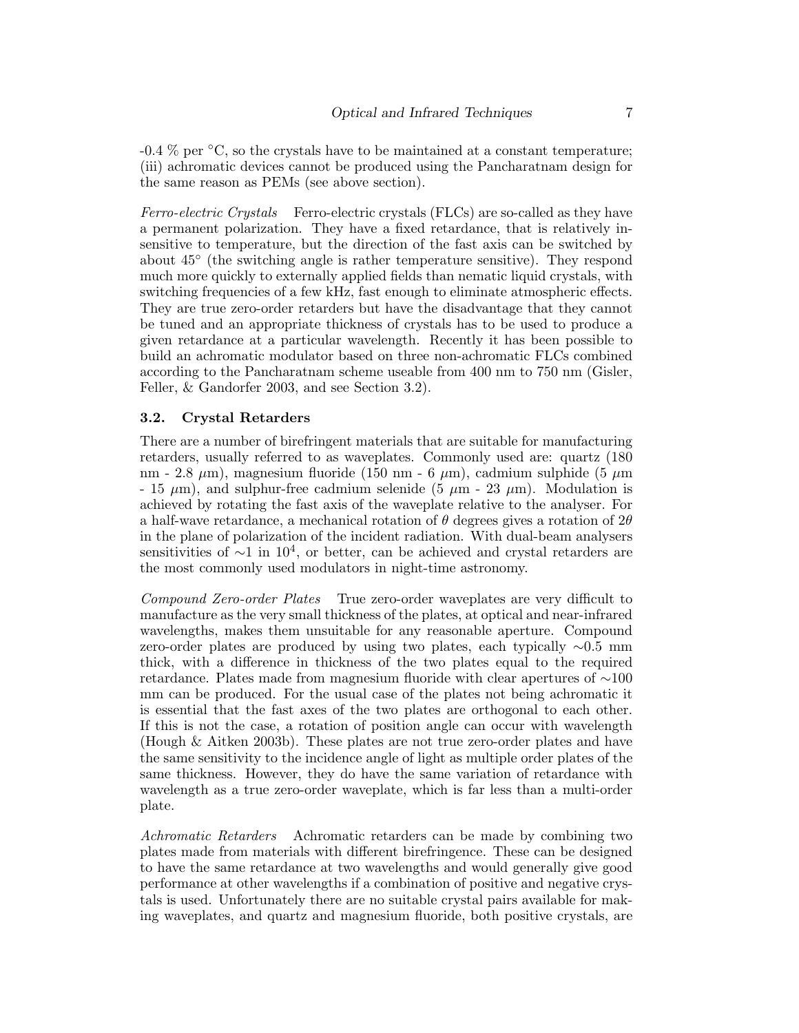-0.4 % per °C, so the crystals have to be maintained at a constant temperature; (iii) achromatic devices cannot be produced using the Pancharatnam design for the same reason as PEMs (see above section).

*Ferro-electric Crystals* Ferro-electric crystals (FLCs) are so-called as they have a permanent polarization. They have a fixed retardance, that is relatively insensitive to temperature, but the direction of the fast axis can be switched by about 45° (the switching angle is rather temperature sensitive). They respond much more quickly to externally applied fields than nematic liquid crystals, with switching frequencies of a few kHz, fast enough to eliminate atmospheric effects. They are true zero-order retarders but have the disadvantage that they cannot be tuned and an appropriate thickness of crystals has to be used to produce a given retardance at a particular wavelength. Recently it has been possible to build an achromatic modulator based on three non-achromatic FLCs combined according to the Pancharatnam scheme useable from 400 nm to 750 nm (Gisler, Feller, & Gandorfer 2003, and see Section 3.2).

### 3.2. Crystal Retarders

There are a number of birefringent materials that are suitable for manufacturing retarders, usually referred to as waveplates. Commonly used are: quartz (180 nm - 2.8 $\mu$m), magnesium fluoride (150 nm - 6 $\mu$m), cadmium sulphide (5 $\mu$m - 15 $\mu$m), and sulphur-free cadmium selenide (5 $\mu$m - 23 $\mu$m). Modulation is achieved by rotating the fast axis of the waveplate relative to the analyser. For a half-wave retardance, a mechanical rotation of $\theta$ degrees gives a rotation of $2\theta$ in the plane of polarization of the incident radiation. With dual-beam analysers sensitivities of $\sim$1 in $10^4$, or better, can be achieved and crystal retarders are the most commonly used modulators in night-time astronomy.

*Compound Zero-order Plates* True zero-order waveplates are very difficult to manufacture as the very small thickness of the plates, at optical and near-infrared wavelengths, makes them unsuitable for any reasonable aperture. Compound zero-order plates are produced by using two plates, each typically $\sim$0.5 mm thick, with a difference in thickness of the two plates equal to the required retardance. Plates made from magnesium fluoride with clear apertures of $\sim$100 mm can be produced. For the usual case of the plates not being achromatic it is essential that the fast axes of the two plates are orthogonal to each other. If this is not the case, a rotation of position angle can occur with wavelength (Hough & Aitken 2003b). These plates are not true zero-order plates and have the same sensitivity to the incidence angle of light as multiple order plates of the same thickness. However, they do have the same variation of retardance with wavelength as a true zero-order waveplate, which is far less than a multi-order plate.

*Achromatic Retarders* Achromatic retarders can be made by combining two plates made from materials with different birefringence. These can be designed to have the same retardance at two wavelengths and would generally give good performance at other wavelengths if a combination of positive and negative crystals is used. Unfortunately there are no suitable crystal pairs available for making waveplates, and quartz and magnesium fluoride, both positive crystals, are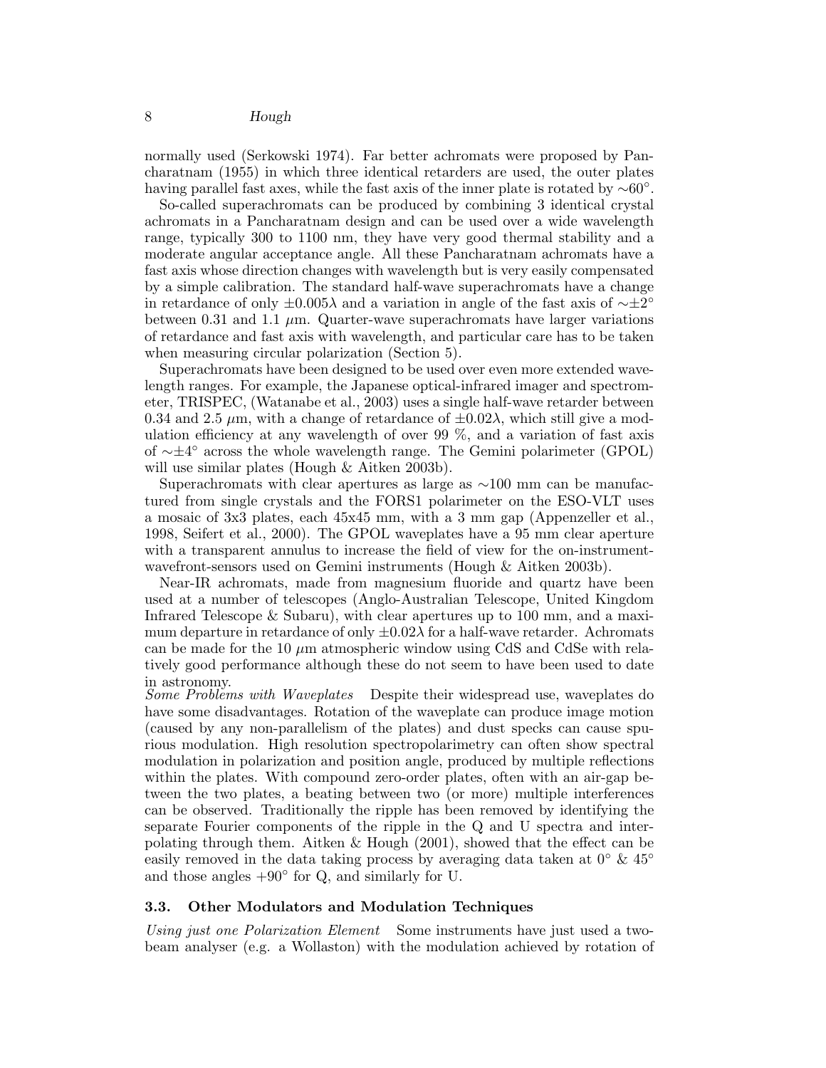normally used (Serkowski 1974). Far better achromats were proposed by Pancharatnam (1955) in which three identical retarders are used, the outer plates having parallel fast axes, while the fast axis of the inner plate is rotated by $\sim 60^\circ$.

So-called superachromats can be produced by combining 3 identical crystal achromats in a Pancharatnam design and can be used over a wide wavelength range, typically 300 to 1100 nm, they have very good thermal stability and a moderate angular acceptance angle. All these Pancharatnam achromats have a fast axis whose direction changes with wavelength but is very easily compensated by a simple calibration. The standard half-wave superachromats have a change in retardance of only $\pm 0.005\lambda$ and a variation in angle of the fast axis of $\sim\pm 2^\circ$ between 0.31 and 1.1 $\mu$m. Quarter-wave superachromats have larger variations of retardance and fast axis with wavelength, and particular care has to be taken when measuring circular polarization (Section 5).

Superachromats have been designed to be used over even more extended wavelength ranges. For example, the Japanese optical-infrared imager and spectrometer, TRISPEC, (Watanabe et al., 2003) uses a single half-wave retarder between 0.34 and 2.5 $\mu$m, with a change of retardance of $\pm 0.02\lambda$, which still give a modulation efficiency at any wavelength of over 99 %, and a variation of fast axis of $\sim\pm 4^\circ$ across the whole wavelength range. The Gemini polarimeter (GPOL) will use similar plates (Hough & Aitken 2003b).

Superachromats with clear apertures as large as $\sim$100 mm can be manufactured from single crystals and the FORS1 polarimeter on the ESO-VLT uses a mosaic of 3x3 plates, each 45x45 mm, with a 3 mm gap (Appenzeller et al., 1998, Seifert et al., 2000). The GPOL waveplates have a 95 mm clear aperture with a transparent annulus to increase the field of view for the on-instrument-wavefront-sensors used on Gemini instruments (Hough & Aitken 2003b).

Near-IR achromats, made from magnesium fluoride and quartz have been used at a number of telescopes (Anglo-Australian Telescope, United Kingdom Infrared Telescope & Subaru), with clear apertures up to 100 mm, and a maximum departure in retardance of only $\pm 0.02\lambda$ for a half-wave retarder. Achromats can be made for the 10 $\mu$m atmospheric window using CdS and CdSe with relatively good performance although these do not seem to have been used to date in astronomy.

*Some Problems with Waveplates* Despite their widespread use, waveplates do have some disadvantages. Rotation of the waveplate can produce image motion (caused by any non-parallelism of the plates) and dust specks can cause spurious modulation. High resolution spectropolarimetry can often show spectral modulation in polarization and position angle, produced by multiple reflections within the plates. With compound zero-order plates, often with an air-gap between the two plates, a beating between two (or more) multiple interferences can be observed. Traditionally the ripple has been removed by identifying the separate Fourier components of the ripple in the Q and U spectra and interpolating through them. Aitken & Hough (2001), showed that the effect can be easily removed in the data taking process by averaging data taken at $0^\circ$ & $45^\circ$ and those angles $+90^\circ$ for Q, and similarly for U.

### 3.3. Other Modulators and Modulation Techniques

*Using just one Polarization Element* Some instruments have just used a two-beam analyser (e.g. a Wollaston) with the modulation achieved by rotation of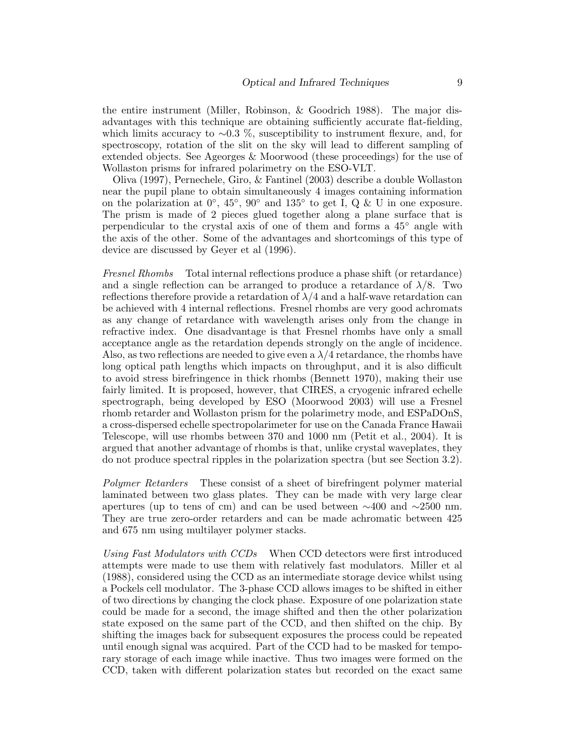the entire instrument (Miller, Robinson, & Goodrich 1988). The major disadvantages with this technique are obtaining sufficiently accurate flat-fielding, which limits accuracy to ∼0.3 %, susceptibility to instrument flexure, and, for spectroscopy, rotation of the slit on the sky will lead to different sampling of extended objects. See Ageorges & Moorwood (these proceedings) for the use of Wollaston prisms for infrared polarimetry on the ESO-VLT.

Oliva (1997), Pernechele, Giro, & Fantinel (2003) describe a double Wollaston near the pupil plane to obtain simultaneously 4 images containing information on the polarization at 0°, 45°, 90° and 135° to get I, Q & U in one exposure. The prism is made of 2 pieces glued together along a plane surface that is perpendicular to the crystal axis of one of them and forms a 45° angle with the axis of the other. Some of the advantages and shortcomings of this type of device are discussed by Geyer et al (1996).

*Fresnel Rhombs* Total internal reflections produce a phase shift (or retardance) and a single reflection can be arranged to produce a retardance of $\lambda/8$. Two reflections therefore provide a retardation of $\lambda/4$ and a half-wave retardation can be achieved with 4 internal reflections. Fresnel rhombs are very good achromats as any change of retardance with wavelength arises only from the change in refractive index. One disadvantage is that Fresnel rhombs have only a small acceptance angle as the retardation depends strongly on the angle of incidence. Also, as two reflections are needed to give even a $\lambda/4$ retardance, the rhombs have long optical path lengths which impacts on throughput, and it is also difficult to avoid stress birefringence in thick rhombs (Bennett 1970), making their use fairly limited. It is proposed, however, that CIRES, a cryogenic infrared echelle spectrograph, being developed by ESO (Moorwood 2003) will use a Fresnel rhomb retarder and Wollaston prism for the polarimetry mode, and ESPaDOnS, a cross-dispersed echelle spectropolarimeter for use on the Canada France Hawaii Telescope, will use rhombs between 370 and 1000 nm (Petit et al., 2004). It is argued that another advantage of rhombs is that, unlike crystal waveplates, they do not produce spectral ripples in the polarization spectra (but see Section 3.2).

*Polymer Retarders* These consist of a sheet of birefringent polymer material laminated between two glass plates. They can be made with very large clear apertures (up to tens of cm) and can be used between ∼400 and ∼2500 nm. They are true zero-order retarders and can be made achromatic between 425 and 675 nm using multilayer polymer stacks.

*Using Fast Modulators with CCDs* When CCD detectors were first introduced attempts were made to use them with relatively fast modulators. Miller et al (1988), considered using the CCD as an intermediate storage device whilst using a Pockels cell modulator. The 3-phase CCD allows images to be shifted in either of two directions by changing the clock phase. Exposure of one polarization state could be made for a second, the image shifted and then the other polarization state exposed on the same part of the CCD, and then shifted on the chip. By shifting the images back for subsequent exposures the process could be repeated until enough signal was acquired. Part of the CCD had to be masked for temporary storage of each image while inactive. Thus two images were formed on the CCD, taken with different polarization states but recorded on the exact same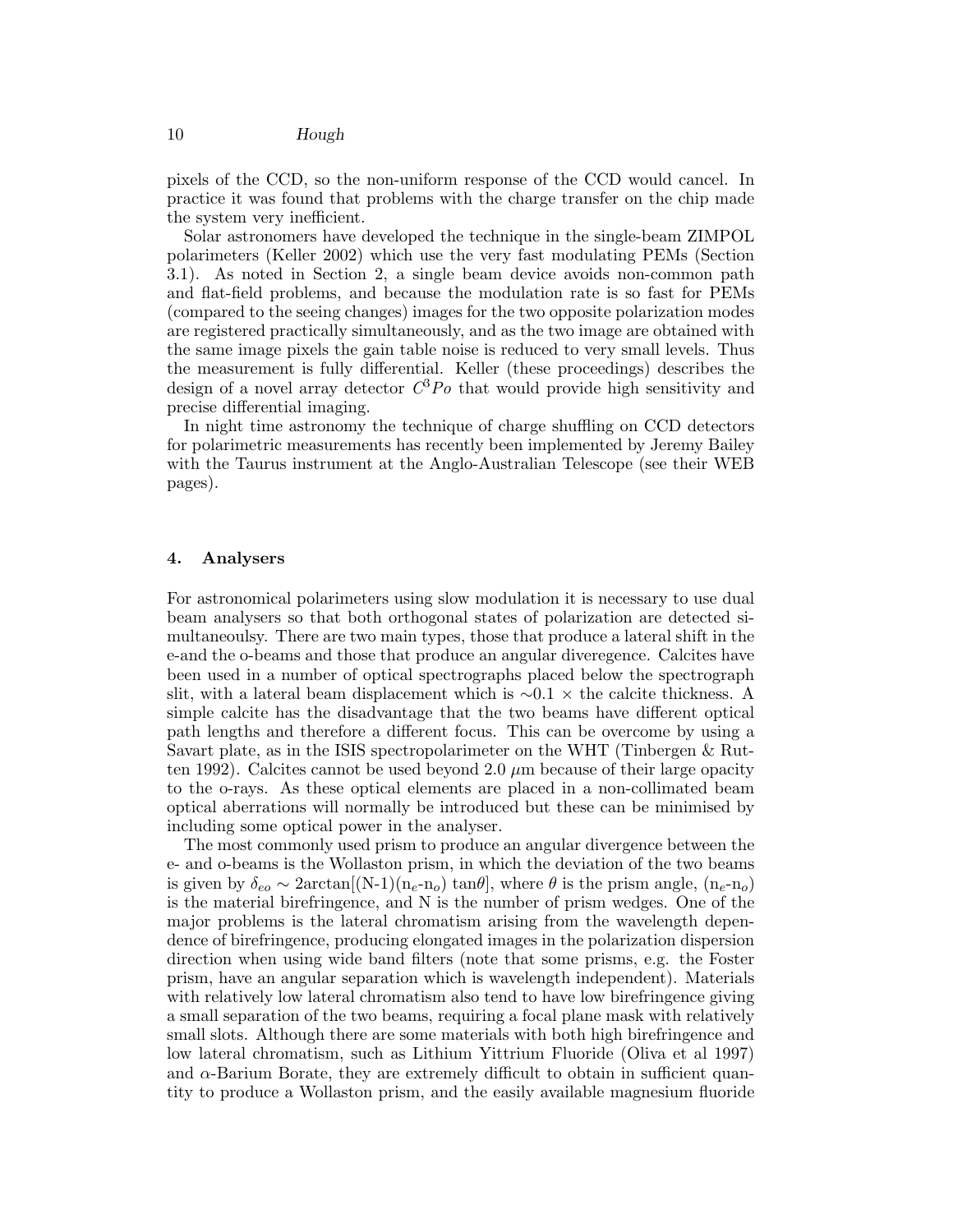pixels of the CCD, so the non-uniform response of the CCD would cancel. In practice it was found that problems with the charge transfer on the chip made the system very inefficient.

Solar astronomers have developed the technique in the single-beam ZIMPOL polarimeters (Keller 2002) which use the very fast modulating PEMs (Section 3.1). As noted in Section 2, a single beam device avoids non-common path and flat-field problems, and because the modulation rate is so fast for PEMs (compared to the seeing changes) images for the two opposite polarization modes are registered practically simultaneously, and as the two image are obtained with the same image pixels the gain table noise is reduced to very small levels. Thus the measurement is fully differential. Keller (these proceedings) describes the design of a novel array detector $C^3Po$ that would provide high sensitivity and precise differential imaging.

In night time astronomy the technique of charge shuffling on CCD detectors for polarimetric measurements has recently been implemented by Jeremy Bailey with the Taurus instrument at the Anglo-Australian Telescope (see their WEB pages).

## 4. Analysers

For astronomical polarimeters using slow modulation it is necessary to use dual beam analysers so that both orthogonal states of polarization are detected simultaneoulsy. There are two main types, those that produce a lateral shift in the e-and the o-beams and those that produce an angular diveregence. Calcites have been used in a number of optical spectrographs placed below the spectrograph slit, with a lateral beam displacement which is $\sim$0.1 $\times$ the calcite thickness. A simple calcite has the disadvantage that the two beams have different optical path lengths and therefore a different focus. This can be overcome by using a Savart plate, as in the ISIS spectropolarimeter on the WHT (Tinbergen & Rutten 1992). Calcites cannot be used beyond 2.0 $\mu$m because of their large opacity to the o-rays. As these optical elements are placed in a non-collimated beam optical aberrations will normally be introduced but these can be minimised by including some optical power in the analyser.

The most commonly used prism to produce an angular divergence between the e- and o-beams is the Wollaston prism, in which the deviation of the two beams is given by $\delta_{eo} \sim 2\arctan[(\mathrm{N}-1)(\mathrm{n}_e-\mathrm{n}_o)\tan\theta]$, where $\theta$ is the prism angle, $(\mathrm{n}_e-\mathrm{n}_o)$ is the material birefringence, and N is the number of prism wedges. One of the major problems is the lateral chromatism arising from the wavelength dependence of birefringence, producing elongated images in the polarization dispersion direction when using wide band filters (note that some prisms, e.g. the Foster prism, have an angular separation which is wavelength independent). Materials with relatively low lateral chromatism also tend to have low birefringence giving a small separation of the two beams, requiring a focal plane mask with relatively small slots. Although there are some materials with both high birefringence and low lateral chromatism, such as Lithium Yittrium Fluoride (Oliva et al 1997) and $\alpha$-Barium Borate, they are extremely difficult to obtain in sufficient quantity to produce a Wollaston prism, and the easily available magnesium fluoride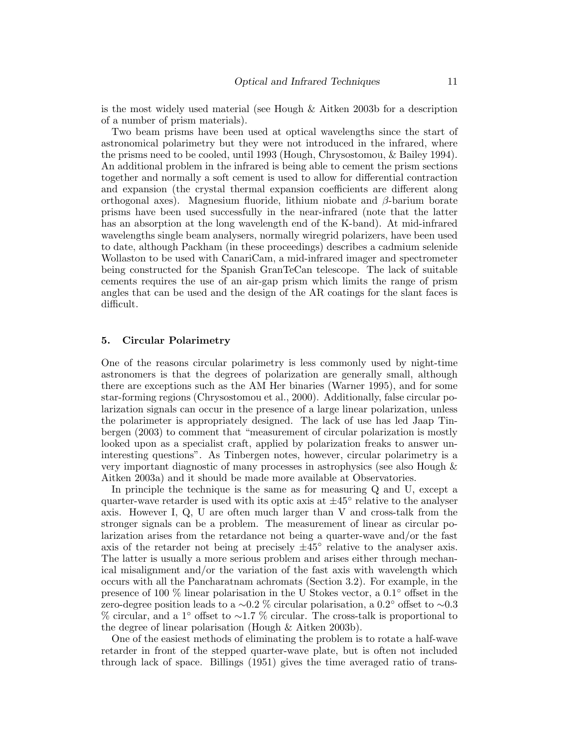is the most widely used material (see Hough & Aitken 2003b for a description of a number of prism materials).

Two beam prisms have been used at optical wavelengths since the start of astronomical polarimetry but they were not introduced in the infrared, where the prisms need to be cooled, until 1993 (Hough, Chrysostomou, & Bailey 1994). An additional problem in the infrared is being able to cement the prism sections together and normally a soft cement is used to allow for differential contraction and expansion (the crystal thermal expansion coefficients are different along orthogonal axes). Magnesium fluoride, lithium niobate and $\beta$-barium borate prisms have been used successfully in the near-infrared (note that the latter has an absorption at the long wavelength end of the K-band). At mid-infrared wavelengths single beam analysers, normally wiregrid polarizers, have been used to date, although Packham (in these proceedings) describes a cadmium selenide Wollaston to be used with CanariCam, a mid-infrared imager and spectrometer being constructed for the Spanish GranTeCan telescope. The lack of suitable cements requires the use of an air-gap prism which limits the range of prism angles that can be used and the design of the AR coatings for the slant faces is difficult.

## 5. Circular Polarimetry

One of the reasons circular polarimetry is less commonly used by night-time astronomers is that the degrees of polarization are generally small, although there are exceptions such as the AM Her binaries (Warner 1995), and for some star-forming regions (Chrysostomou et al., 2000). Additionally, false circular polarization signals can occur in the presence of a large linear polarization, unless the polarimeter is appropriately designed. The lack of use has led Jaap Tinbergen (2003) to comment that "measurement of circular polarization is mostly looked upon as a specialist craft, applied by polarization freaks to answer uninteresting questions". As Tinbergen notes, however, circular polarimetry is a very important diagnostic of many processes in astrophysics (see also Hough & Aitken 2003a) and it should be made more available at Observatories.

In principle the technique is the same as for measuring Q and U, except a quarter-wave retarder is used with its optic axis at $\pm 45^{\circ}$ relative to the analyser axis. However I, Q, U are often much larger than V and cross-talk from the stronger signals can be a problem. The measurement of linear as circular polarization arises from the retardance not being a quarter-wave and/or the fast axis of the retarder not being at precisely $\pm 45^{\circ}$ relative to the analyser axis. The latter is usually a more serious problem and arises either through mechanical misalignment and/or the variation of the fast axis with wavelength which occurs with all the Pancharatnam achromats (Section 3.2). For example, in the presence of 100 % linear polarisation in the U Stokes vector, a $0.1^{\circ}$ offset in the zero-degree position leads to a $\sim$0.2 % circular polarisation, a $0.2^{\circ}$ offset to $\sim$0.3 % circular, and a $1^{\circ}$ offset to $\sim$1.7 % circular. The cross-talk is proportional to the degree of linear polarisation (Hough & Aitken 2003b).

One of the easiest methods of eliminating the problem is to rotate a half-wave retarder in front of the stepped quarter-wave plate, but is often not included through lack of space. Billings (1951) gives the time averaged ratio of trans-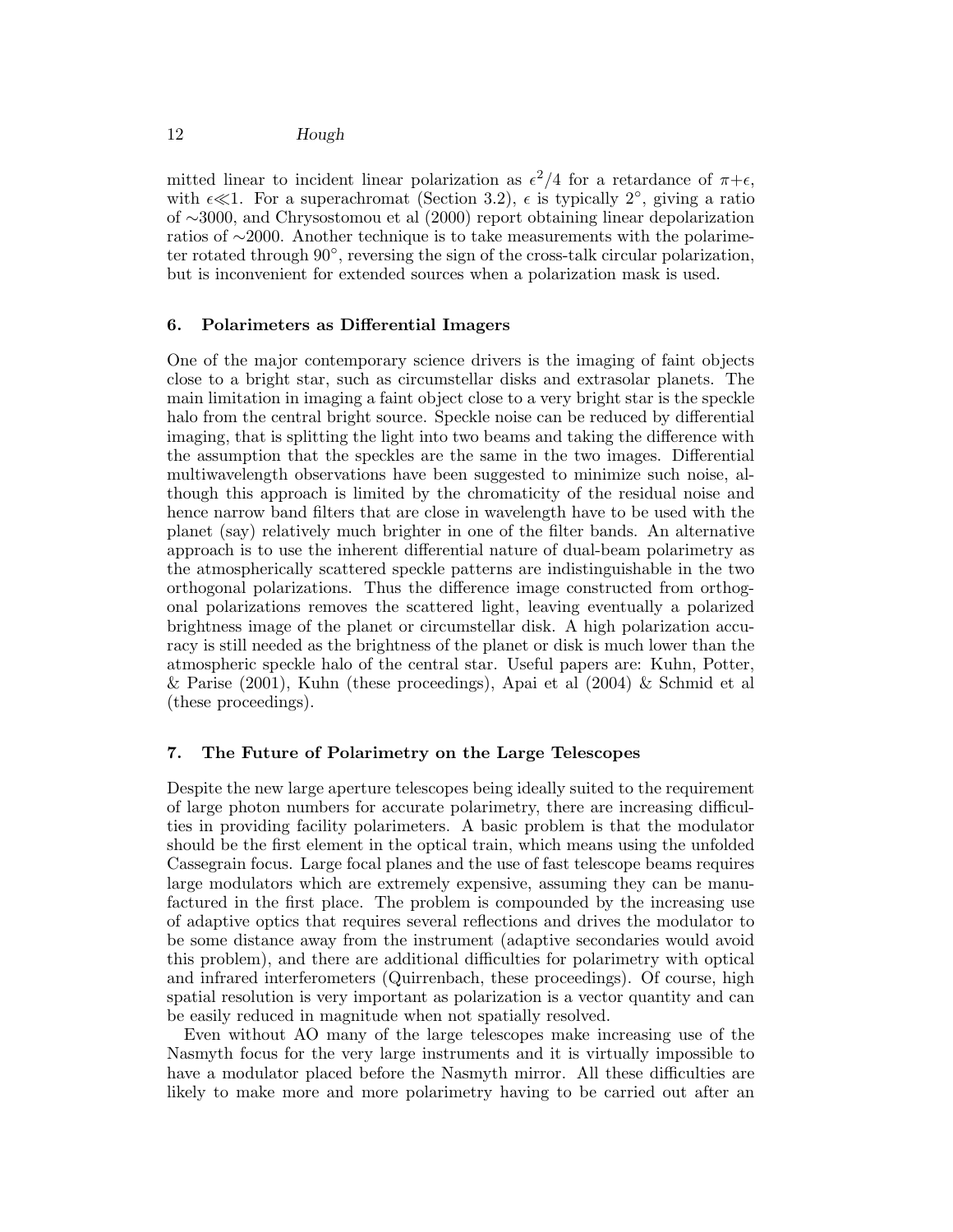mitted linear to incident linear polarization as $\epsilon^2/4$ for a retardance of $\pi+\epsilon$, with $\epsilon \ll 1$. For a superachromat (Section 3.2), $\epsilon$ is typically $2^\circ$, giving a ratio of $\sim$3000, and Chrysostomou et al (2000) report obtaining linear depolarization ratios of $\sim$2000. Another technique is to take measurements with the polarimeter rotated through $90^\circ$, reversing the sign of the cross-talk circular polarization, but is inconvenient for extended sources when a polarization mask is used.

## 6. Polarimeters as Differential Imagers

One of the major contemporary science drivers is the imaging of faint objects close to a bright star, such as circumstellar disks and extrasolar planets. The main limitation in imaging a faint object close to a very bright star is the speckle halo from the central bright source. Speckle noise can be reduced by differential imaging, that is splitting the light into two beams and taking the difference with the assumption that the speckles are the same in the two images. Differential multiwavelength observations have been suggested to minimize such noise, although this approach is limited by the chromaticity of the residual noise and hence narrow band filters that are close in wavelength have to be used with the planet (say) relatively much brighter in one of the filter bands. An alternative approach is to use the inherent differential nature of dual-beam polarimetry as the atmospherically scattered speckle patterns are indistinguishable in the two orthogonal polarizations. Thus the difference image constructed from orthogonal polarizations removes the scattered light, leaving eventually a polarized brightness image of the planet or circumstellar disk. A high polarization accuracy is still needed as the brightness of the planet or disk is much lower than the atmospheric speckle halo of the central star. Useful papers are: Kuhn, Potter, & Parise (2001), Kuhn (these proceedings), Apai et al (2004) & Schmid et al (these proceedings).

## 7. The Future of Polarimetry on the Large Telescopes

Despite the new large aperture telescopes being ideally suited to the requirement of large photon numbers for accurate polarimetry, there are increasing difficulties in providing facility polarimeters. A basic problem is that the modulator should be the first element in the optical train, which means using the unfolded Cassegrain focus. Large focal planes and the use of fast telescope beams requires large modulators which are extremely expensive, assuming they can be manufactured in the first place. The problem is compounded by the increasing use of adaptive optics that requires several reflections and drives the modulator to be some distance away from the instrument (adaptive secondaries would avoid this problem), and there are additional difficulties for polarimetry with optical and infrared interferometers (Quirrenbach, these proceedings). Of course, high spatial resolution is very important as polarization is a vector quantity and can be easily reduced in magnitude when not spatially resolved.

Even without AO many of the large telescopes make increasing use of the Nasmyth focus for the very large instruments and it is virtually impossible to have a modulator placed before the Nasmyth mirror. All these difficulties are likely to make more and more polarimetry having to be carried out after an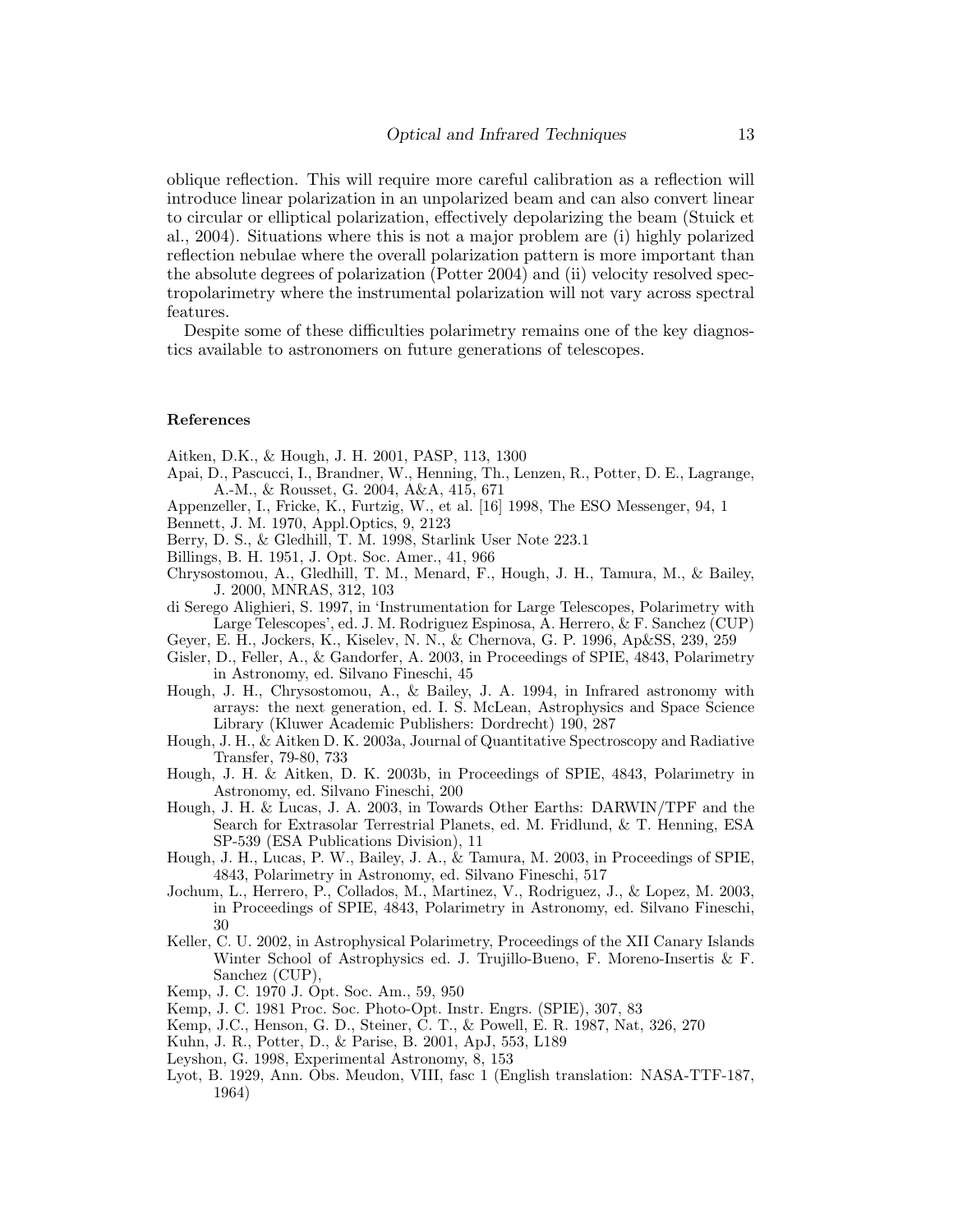oblique reflection. This will require more careful calibration as a reflection will introduce linear polarization in an unpolarized beam and can also convert linear to circular or elliptical polarization, effectively depolarizing the beam (Stuick et al., 2004). Situations where this is not a major problem are (i) highly polarized reflection nebulae where the overall polarization pattern is more important than the absolute degrees of polarization (Potter 2004) and (ii) velocity resolved spectropolarimetry where the instrumental polarization will not vary across spectral features.

Despite some of these difficulties polarimetry remains one of the key diagnostics available to astronomers on future generations of telescopes.

**References**

Aitken, D.K., & Hough, J. H. 2001, PASP, 113, 1300

Apai, D., Pascucci, I., Brandner, W., Henning, Th., Lenzen, R., Potter, D. E., Lagrange, A.-M., & Rousset, G. 2004, A&A, 415, 671

Appenzeller, I., Fricke, K., Furtzig, W., et al. [16] 1998, The ESO Messenger, 94, 1

Bennett, J. M. 1970, Appl.Optics, 9, 2123

Berry, D. S., & Gledhill, T. M. 1998, Starlink User Note 223.1

Billings, B. H. 1951, J. Opt. Soc. Amer., 41, 966

Chrysostomou, A., Gledhill, T. M., Menard, F., Hough, J. H., Tamura, M., & Bailey, J. 2000, MNRAS, 312, 103

di Serego Alighieri, S. 1997, in 'Instrumentation for Large Telescopes, Polarimetry with Large Telescopes', ed. J. M. Rodriguez Espinosa, A. Herrero, & F. Sanchez (CUP)

Geyer, E. H., Jockers, K., Kiselev, N. N., & Chernova, G. P. 1996, Ap&SS, 239, 259

Gisler, D., Feller, A., & Gandorfer, A. 2003, in Proceedings of SPIE, 4843, Polarimetry in Astronomy, ed. Silvano Fineschi, 45

Hough, J. H., Chrysostomou, A., & Bailey, J. A. 1994, in Infrared astronomy with arrays: the next generation, ed. I. S. McLean, Astrophysics and Space Science Library (Kluwer Academic Publishers: Dordrecht) 190, 287

Hough, J. H., & Aitken D. K. 2003a, Journal of Quantitative Spectroscopy and Radiative Transfer, 79-80, 733

Hough, J. H. & Aitken, D. K. 2003b, in Proceedings of SPIE, 4843, Polarimetry in Astronomy, ed. Silvano Fineschi, 200

Hough, J. H. & Lucas, J. A. 2003, in Towards Other Earths: DARWIN/TPF and the Search for Extrasolar Terrestrial Planets, ed. M. Fridlund, & T. Henning, ESA SP-539 (ESA Publications Division), 11

Hough, J. H., Lucas, P. W., Bailey, J. A., & Tamura, M. 2003, in Proceedings of SPIE, 4843, Polarimetry in Astronomy, ed. Silvano Fineschi, 517

Jochum, L., Herrero, P., Collados, M., Martinez, V., Rodriguez, J., & Lopez, M. 2003, in Proceedings of SPIE, 4843, Polarimetry in Astronomy, ed. Silvano Fineschi, 30

Keller, C. U. 2002, in Astrophysical Polarimetry, Proceedings of the XII Canary Islands Winter School of Astrophysics ed. J. Trujillo-Bueno, F. Moreno-Insertis & F. Sanchez (CUP),

Kemp, J. C. 1970 J. Opt. Soc. Am., 59, 950

Kemp, J. C. 1981 Proc. Soc. Photo-Opt. Instr. Engrs. (SPIE), 307, 83

Kemp, J.C., Henson, G. D., Steiner, C. T., & Powell, E. R. 1987, Nat, 326, 270

Kuhn, J. R., Potter, D., & Parise, B. 2001, ApJ, 553, L189

Leyshon, G. 1998, Experimental Astronomy, 8, 153

Lyot, B. 1929, Ann. Obs. Meudon, VIII, fasc 1 (English translation: NASA-TTF-187, 1964)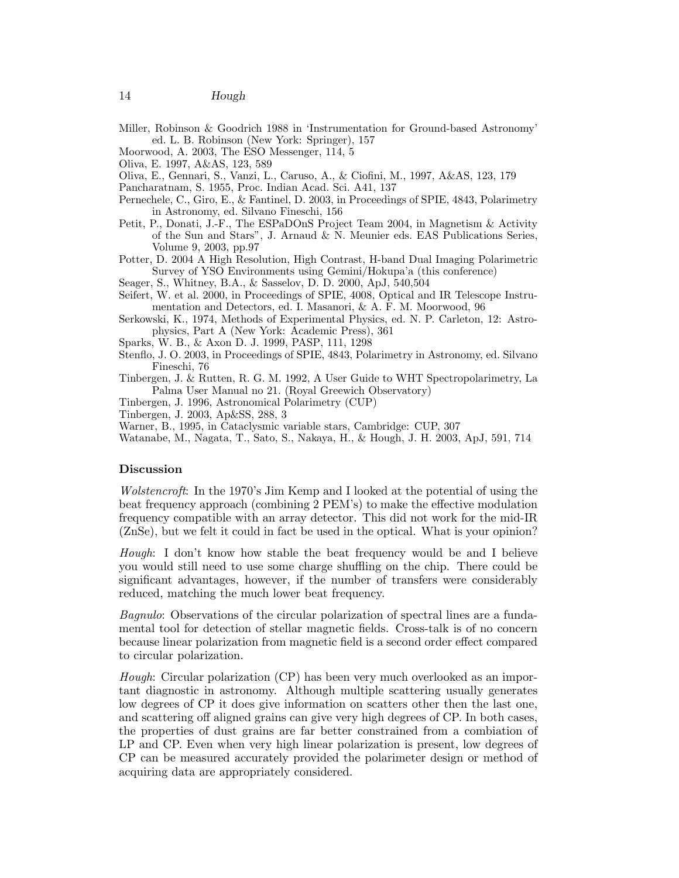Miller, Robinson & Goodrich 1988 in 'Instrumentation for Ground-based Astronomy' ed. L. B. Robinson (New York: Springer), 157

Moorwood, A. 2003, The ESO Messenger, 114, 5

Oliva, E. 1997, A&AS, 123, 589

Oliva, E., Gennari, S., Vanzi, L., Caruso, A., & Ciofini, M., 1997, A&AS, 123, 179

Pancharatnam, S. 1955, Proc. Indian Acad. Sci. A41, 137

Pernechele, C., Giro, E., & Fantinel, D. 2003, in Proceedings of SPIE, 4843, Polarimetry in Astronomy, ed. Silvano Fineschi, 156

Petit, P., Donati, J.-F., The ESPaDOnS Project Team 2004, in Magnetism & Activity of the Sun and Stars", J. Arnaud & N. Meunier eds. EAS Publications Series, Volume 9, 2003, pp.97

Potter, D. 2004 A High Resolution, High Contrast, H-band Dual Imaging Polarimetric Survey of YSO Environments using Gemini/Hokupa'a (this conference)

Seager, S., Whitney, B.A., & Sasselov, D. D. 2000, ApJ, 540,504

Seifert, W. et al. 2000, in Proceedings of SPIE, 4008, Optical and IR Telescope Instrumentation and Detectors, ed. I. Masanori, & A. F. M. Moorwood, 96

Serkowski, K., 1974, Methods of Experimental Physics, ed. N. P. Carleton, 12: Astrophysics, Part A (New York: Academic Press), 361

Sparks, W. B., & Axon D. J. 1999, PASP, 111, 1298

Stenflo, J. O. 2003, in Proceedings of SPIE, 4843, Polarimetry in Astronomy, ed. Silvano Fineschi, 76

Tinbergen, J. & Rutten, R. G. M. 1992, A User Guide to WHT Spectropolarimetry, La Palma User Manual no 21. (Royal Greewich Observatory)

Tinbergen, J. 1996, Astronomical Polarimetry (CUP)

Tinbergen, J. 2003, Ap&SS, 288, 3

Warner, B., 1995, in Cataclysmic variable stars, Cambridge: CUP, 307

Watanabe, M., Nagata, T., Sato, S., Nakaya, H., & Hough, J. H. 2003, ApJ, 591, 714

## Discussion

*Wolstencroft*: In the 1970's Jim Kemp and I looked at the potential of using the beat frequency approach (combining 2 PEM's) to make the effective modulation frequency compatible with an array detector. This did not work for the mid-IR (ZnSe), but we felt it could in fact be used in the optical. What is your opinion?

*Hough*: I don't know how stable the beat frequency would be and I believe you would still need to use some charge shuffling on the chip. There could be significant advantages, however, if the number of transfers were considerably reduced, matching the much lower beat frequency.

*Bagnulo*: Observations of the circular polarization of spectral lines are a fundamental tool for detection of stellar magnetic fields. Cross-talk is of no concern because linear polarization from magnetic field is a second order effect compared to circular polarization.

*Hough*: Circular polarization (CP) has been very much overlooked as an important diagnostic in astronomy. Although multiple scattering usually generates low degrees of CP it does give information on scatters other then the last one, and scattering off aligned grains can give very high degrees of CP. In both cases, the properties of dust grains are far better constrained from a combiation of LP and CP. Even when very high linear polarization is present, low degrees of CP can be measured accurately provided the polarimeter design or method of acquiring data are appropriately considered.